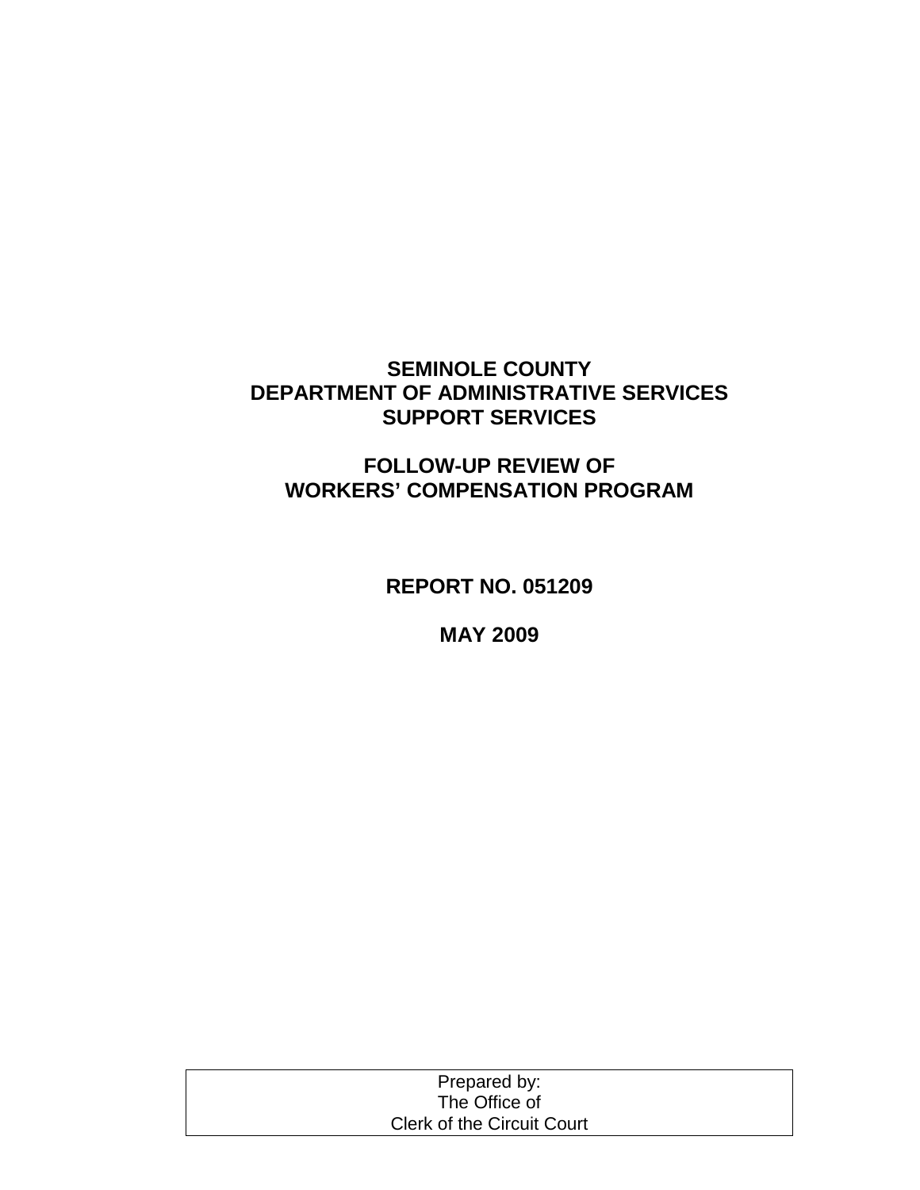# SEMINOLE COUNTY
# DEPARTMENT OF ADMINISTRATIVE SERVICES
# SUPPORT SERVICES

## FOLLOW-UP REVIEW OF
## WORKERS' COMPENSATION PROGRAM

**REPORT NO. 051209**

**MAY 2009**

| Prepared by: The Office of Clerk of the Circuit Court |
|---|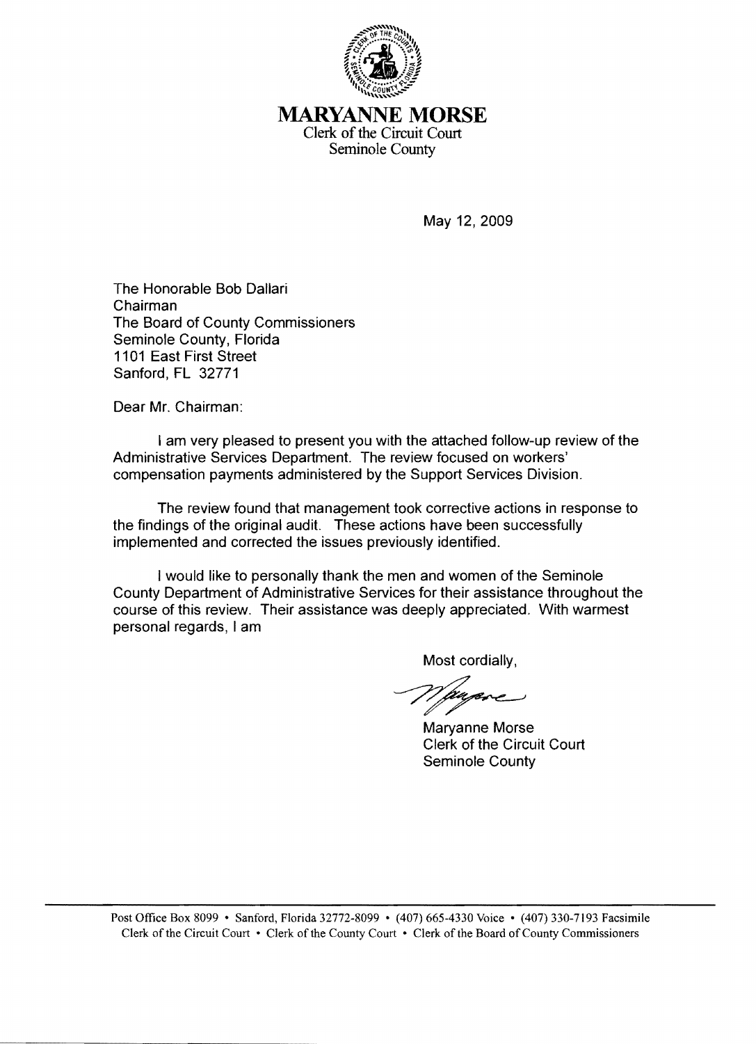# MARYANNE MORSE

Clerk of the Circuit Court
Seminole County

May 12, 2009

The Honorable Bob Dallari
Chairman
The Board of County Commissioners
Seminole County, Florida
1101 East First Street
Sanford, FL 32771

Dear Mr. Chairman:

I am very pleased to present you with the attached follow-up review of the Administrative Services Department. The review focused on workers' compensation payments administered by the Support Services Division.

The review found that management took corrective actions in response to the findings of the original audit. These actions have been successfully implemented and corrected the issues previously identified.

I would like to personally thank the men and women of the Seminole County Department of Administrative Services for their assistance throughout the course of this review. Their assistance was deeply appreciated. With warmest personal regards, I am

Most cordially,

Maryanne Morse
Clerk of the Circuit Court
Seminole County

Post Office Box 8099 • Sanford, Florida 32772-8099 • (407) 665-4330 Voice • (407) 330-7193 Facsimile
Clerk of the Circuit Court • Clerk of the County Court • Clerk of the Board of County Commissioners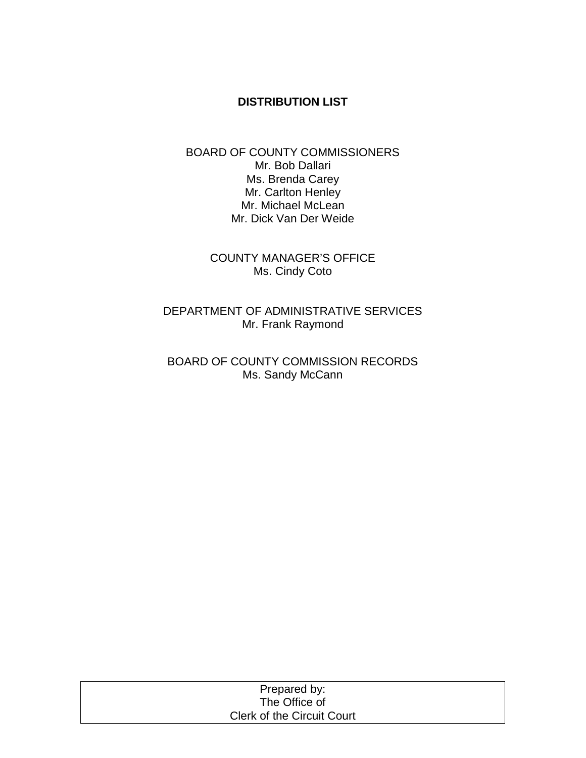**DISTRIBUTION LIST**

BOARD OF COUNTY COMMISSIONERS
Mr. Bob Dallari
Ms. Brenda Carey
Mr. Carlton Henley
Mr. Michael McLean
Mr. Dick Van Der Weide

COUNTY MANAGER'S OFFICE
Ms. Cindy Coto

DEPARTMENT OF ADMINISTRATIVE SERVICES
Mr. Frank Raymond

BOARD OF COUNTY COMMISSION RECORDS
Ms. Sandy McCann

Prepared by:
The Office of
Clerk of the Circuit Court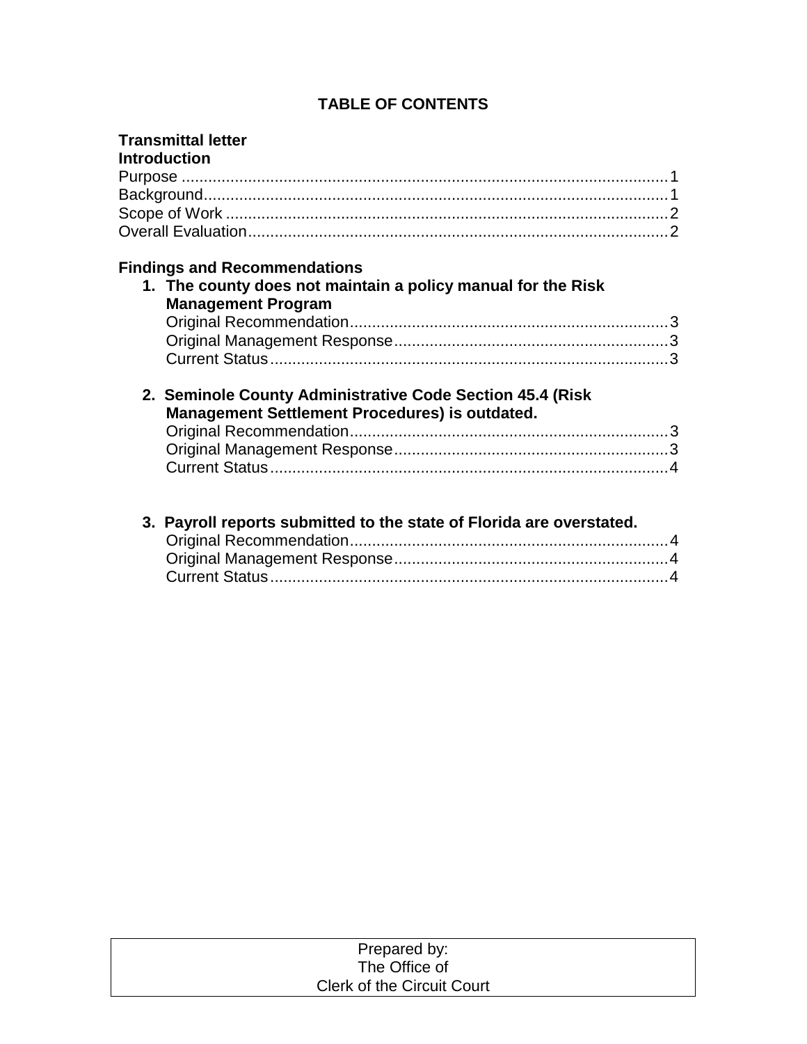# TABLE OF CONTENTS

**Transmittal letter**

**Introduction**

Purpose ........................................................................................................... 1
Background...................................................................................................... 1
Scope of Work .................................................................................................. 2
Overall Evaluation............................................................................................. 2

**Findings and Recommendations**

1. **The county does not maintain a policy manual for the Risk Management Program**
   Original Recommendation........................................................................ 3
   Original Management Response............................................................. 3
   Current Status.......................................................................................... 3

2. **Seminole County Administrative Code Section 45.4 (Risk Management Settlement Procedures) is outdated.**
   Original Recommendation........................................................................ 3
   Original Management Response............................................................. 3
   Current Status.......................................................................................... 4

3. **Payroll reports submitted to the state of Florida are overstated.**
   Original Recommendation........................................................................ 4
   Original Management Response............................................................. 4
   Current Status.......................................................................................... 4

Prepared by:
The Office of
Clerk of the Circuit Court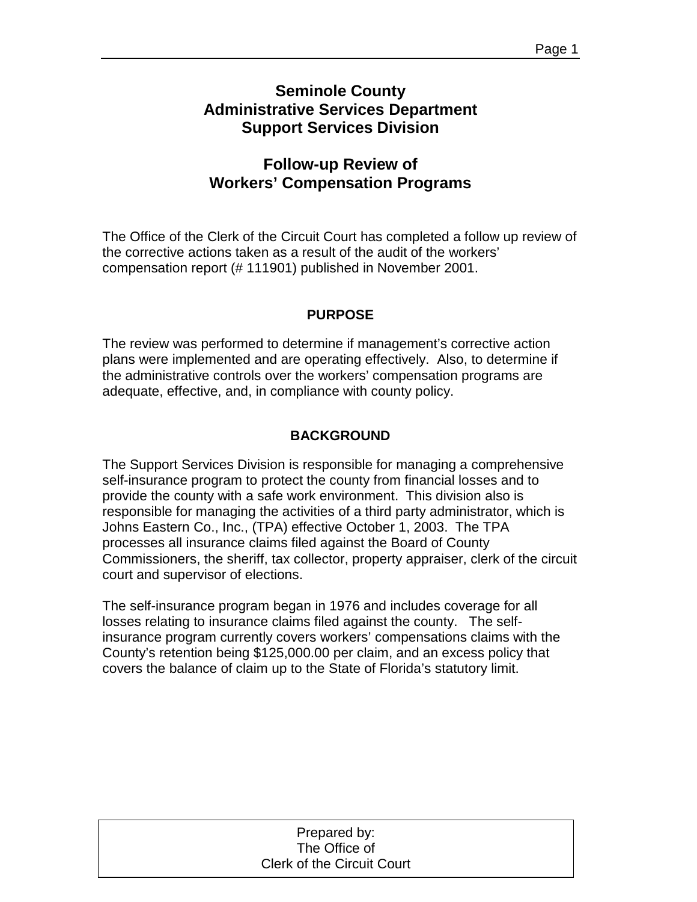# Seminole County
# Administrative Services Department
# Support Services Division

## Follow-up Review of Workers' Compensation Programs

The Office of the Clerk of the Circuit Court has completed a follow up review of the corrective actions taken as a result of the audit of the workers' compensation report (# 111901) published in November 2001.

### PURPOSE

The review was performed to determine if management's corrective action plans were implemented and are operating effectively. Also, to determine if the administrative controls over the workers' compensation programs are adequate, effective, and, in compliance with county policy.

### BACKGROUND

The Support Services Division is responsible for managing a comprehensive self-insurance program to protect the county from financial losses and to provide the county with a safe work environment. This division also is responsible for managing the activities of a third party administrator, which is Johns Eastern Co., Inc., (TPA) effective October 1, 2003. The TPA processes all insurance claims filed against the Board of County Commissioners, the sheriff, tax collector, property appraiser, clerk of the circuit court and supervisor of elections.

The self-insurance program began in 1976 and includes coverage for all losses relating to insurance claims filed against the county. The self-insurance program currently covers workers' compensations claims with the County's retention being $125,000.00 per claim, and an excess policy that covers the balance of claim up to the State of Florida's statutory limit.

Prepared by:
The Office of
Clerk of the Circuit Court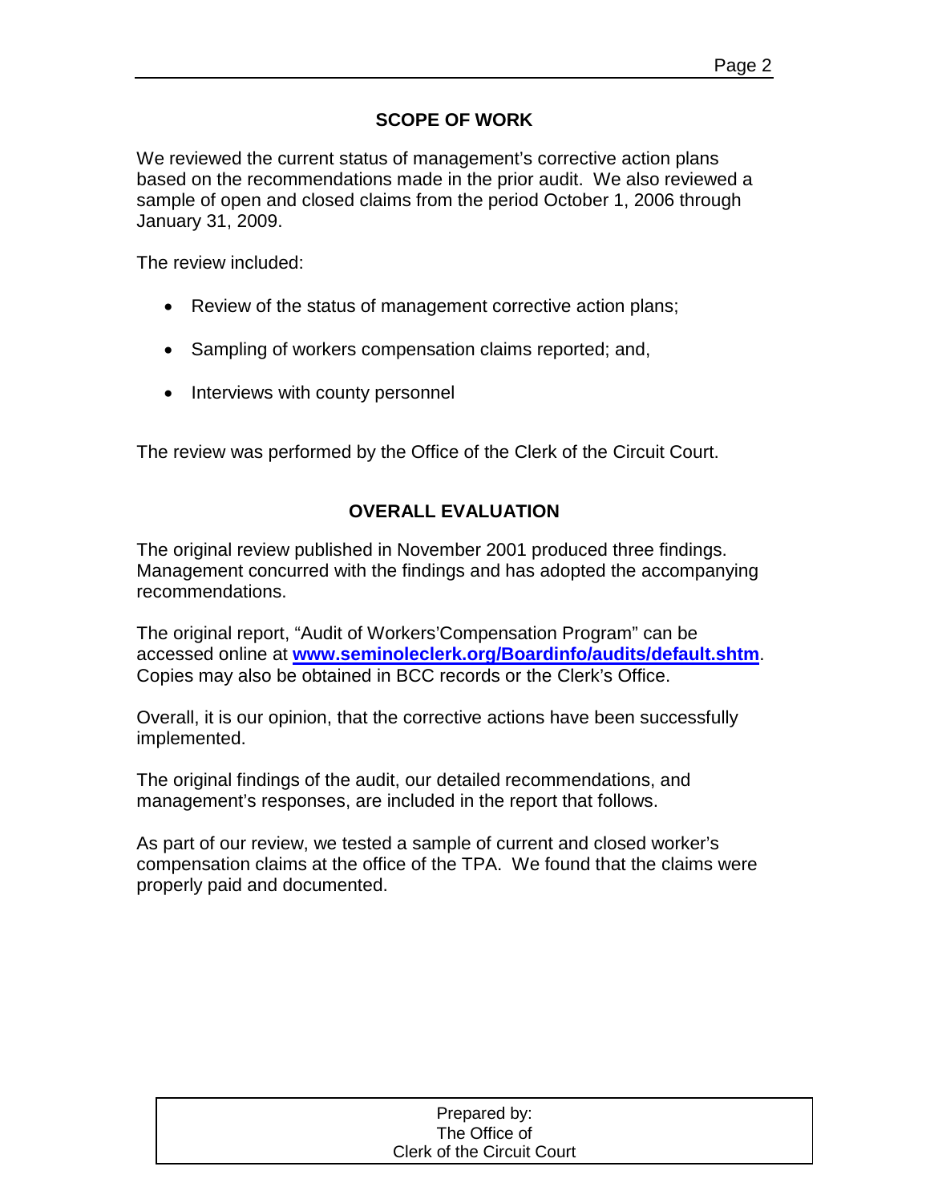## SCOPE OF WORK

We reviewed the current status of management's corrective action plans based on the recommendations made in the prior audit. We also reviewed a sample of open and closed claims from the period October 1, 2006 through January 31, 2009.

The review included:

- Review of the status of management corrective action plans;
- Sampling of workers compensation claims reported; and,
- Interviews with county personnel

The review was performed by the Office of the Clerk of the Circuit Court.

## OVERALL EVALUATION

The original review published in November 2001 produced three findings. Management concurred with the findings and has adopted the accompanying recommendations.

The original report, "Audit of Workers'Compensation Program" can be accessed online at **www.seminoleclerk.org/Boardinfo/audits/default.shtm**. Copies may also be obtained in BCC records or the Clerk's Office.

Overall, it is our opinion, that the corrective actions have been successfully implemented.

The original findings of the audit, our detailed recommendations, and management's responses, are included in the report that follows.

As part of our review, we tested a sample of current and closed worker's compensation claims at the office of the TPA. We found that the claims were properly paid and documented.

| Prepared by: The Office of Clerk of the Circuit Court |
| --- |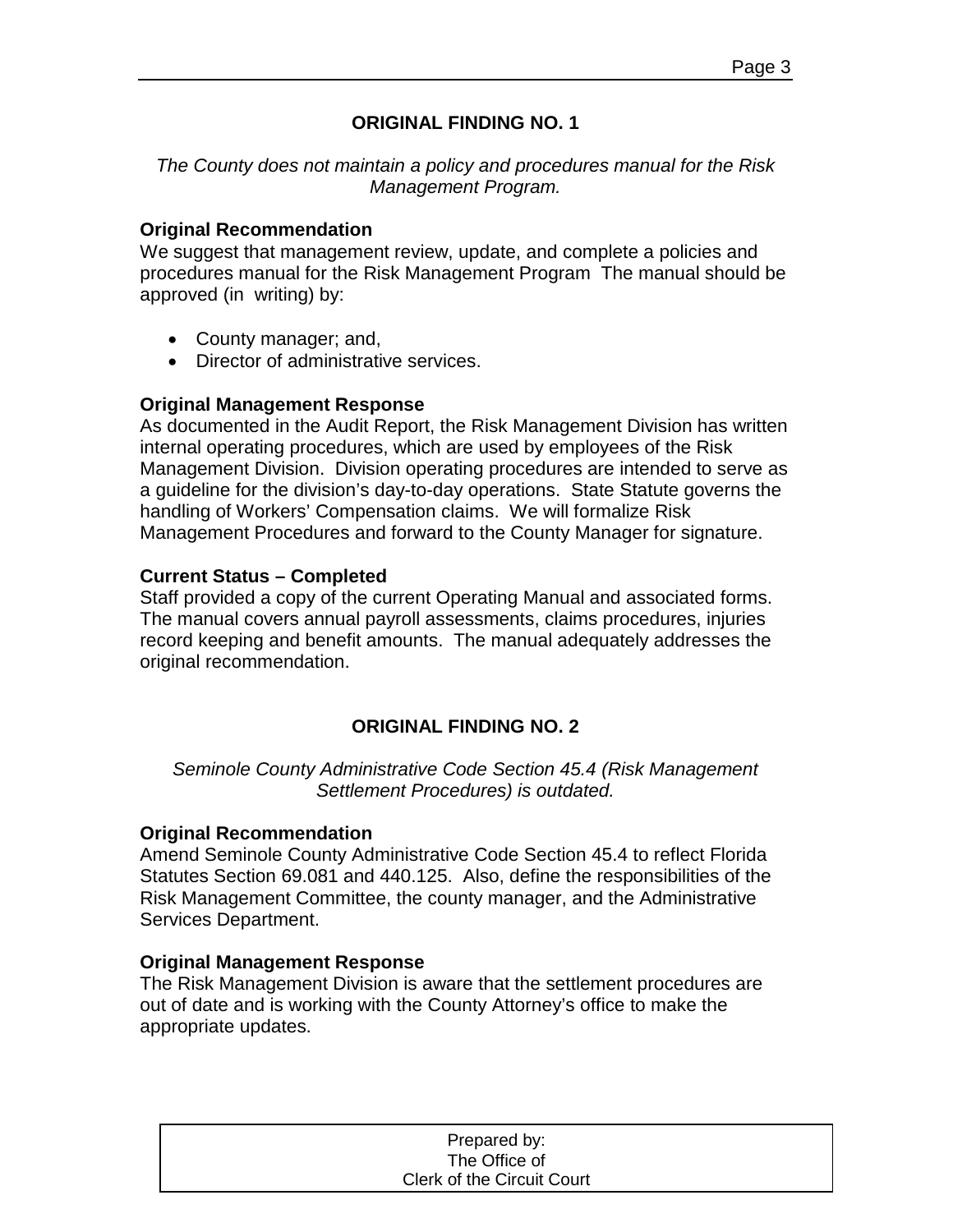## ORIGINAL FINDING NO. 1

*The County does not maintain a policy and procedures manual for the Risk Management Program.*

**Original Recommendation**
We suggest that management review, update, and complete a policies and procedures manual for the Risk Management Program The manual should be approved (in writing) by:

- County manager; and,
- Director of administrative services.

**Original Management Response**
As documented in the Audit Report, the Risk Management Division has written internal operating procedures, which are used by employees of the Risk Management Division. Division operating procedures are intended to serve as a guideline for the division's day-to-day operations. State Statute governs the handling of Workers' Compensation claims. We will formalize Risk Management Procedures and forward to the County Manager for signature.

**Current Status – Completed**
Staff provided a copy of the current Operating Manual and associated forms. The manual covers annual payroll assessments, claims procedures, injuries record keeping and benefit amounts. The manual adequately addresses the original recommendation.

## ORIGINAL FINDING NO. 2

*Seminole County Administrative Code Section 45.4 (Risk Management Settlement Procedures) is outdated.*

**Original Recommendation**
Amend Seminole County Administrative Code Section 45.4 to reflect Florida Statutes Section 69.081 and 440.125. Also, define the responsibilities of the Risk Management Committee, the county manager, and the Administrative Services Department.

**Original Management Response**
The Risk Management Division is aware that the settlement procedures are out of date and is working with the County Attorney's office to make the appropriate updates.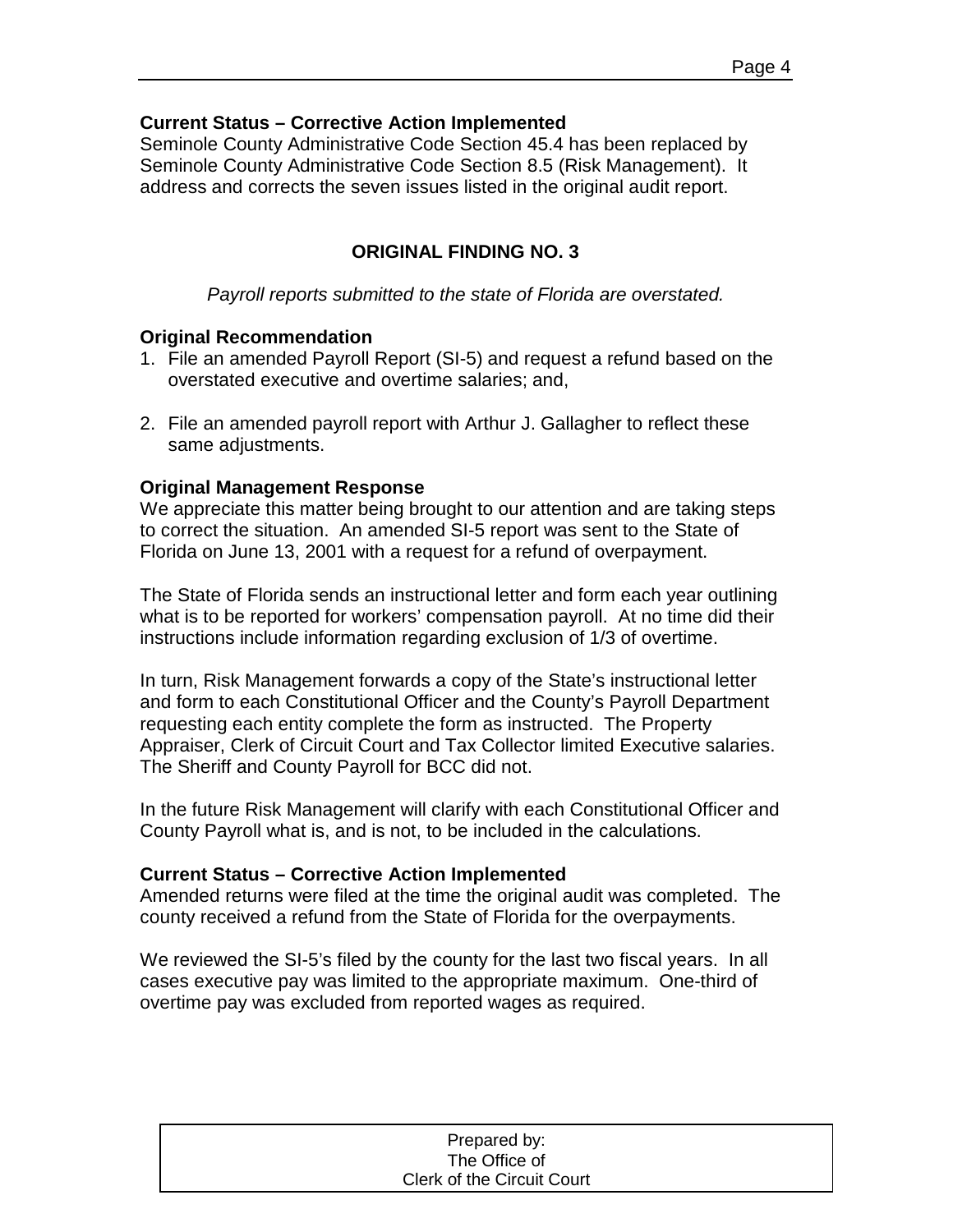**Current Status – Corrective Action Implemented**
Seminole County Administrative Code Section 45.4 has been replaced by Seminole County Administrative Code Section 8.5 (Risk Management). It address and corrects the seven issues listed in the original audit report.

## ORIGINAL FINDING NO. 3

*Payroll reports submitted to the state of Florida are overstated.*

**Original Recommendation**

1. File an amended Payroll Report (SI-5) and request a refund based on the overstated executive and overtime salaries; and,
2. File an amended payroll report with Arthur J. Gallagher to reflect these same adjustments.

**Original Management Response**
We appreciate this matter being brought to our attention and are taking steps to correct the situation. An amended SI-5 report was sent to the State of Florida on June 13, 2001 with a request for a refund of overpayment.

The State of Florida sends an instructional letter and form each year outlining what is to be reported for workers' compensation payroll. At no time did their instructions include information regarding exclusion of 1/3 of overtime.

In turn, Risk Management forwards a copy of the State's instructional letter and form to each Constitutional Officer and the County's Payroll Department requesting each entity complete the form as instructed. The Property Appraiser, Clerk of Circuit Court and Tax Collector limited Executive salaries. The Sheriff and County Payroll for BCC did not.

In the future Risk Management will clarify with each Constitutional Officer and County Payroll what is, and is not, to be included in the calculations.

**Current Status – Corrective Action Implemented**
Amended returns were filed at the time the original audit was completed. The county received a refund from the State of Florida for the overpayments.

We reviewed the SI-5's filed by the county for the last two fiscal years. In all cases executive pay was limited to the appropriate maximum. One-third of overtime pay was excluded from reported wages as required.

Prepared by:
The Office of
Clerk of the Circuit Court